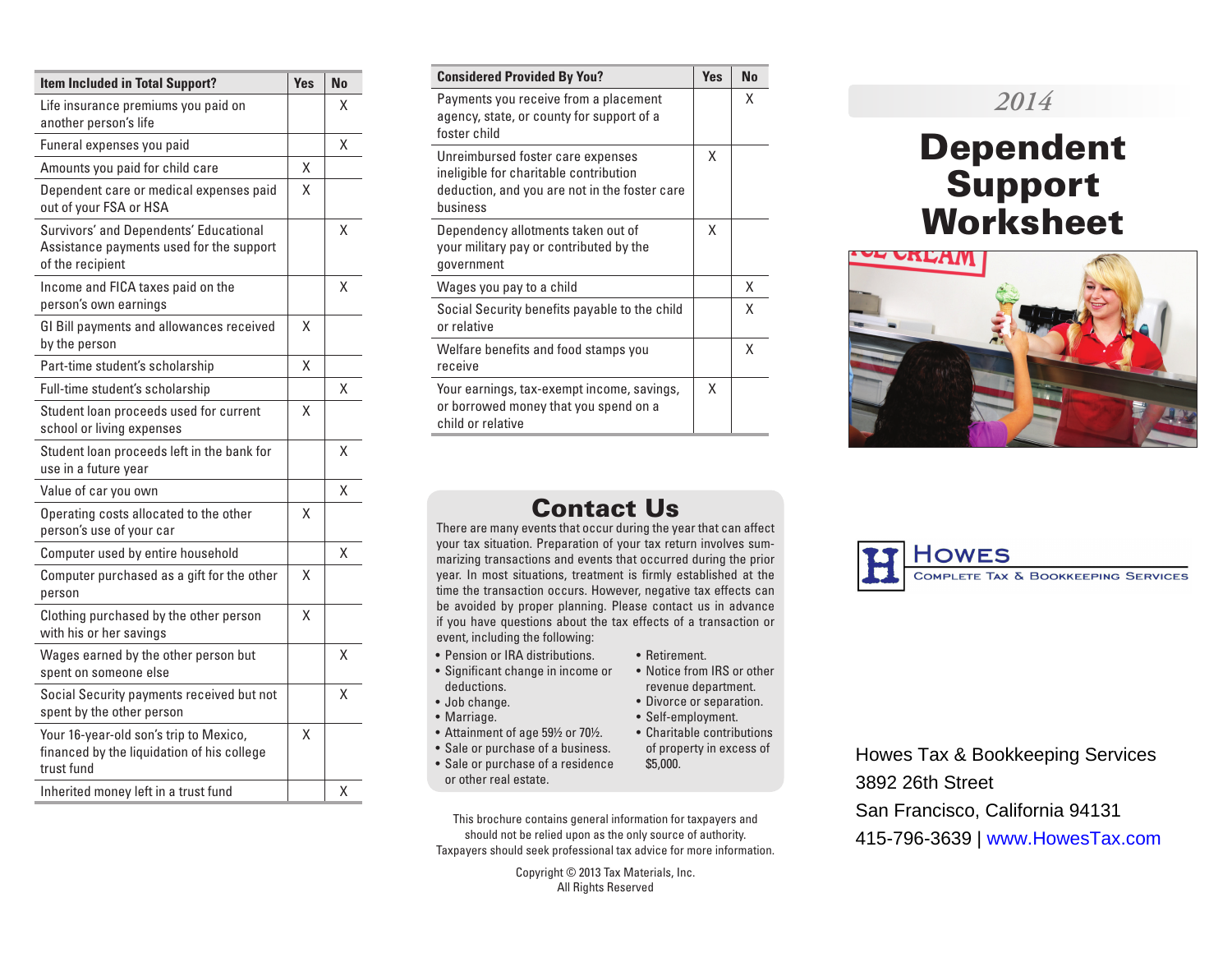| Item Included in Total Support? | Yes | No |
|---|---|---|
| Life insurance premiums you paid on another person's life | | X |
| Funeral expenses you paid | | X |
| Amounts you paid for child care | X | |
| Dependent care or medical expenses paid out of your FSA or HSA | X | |
| Survivors' and Dependents' Educational Assistance payments used for the support of the recipient | | X |
| Income and FICA taxes paid on the person's own earnings | | X |
| GI Bill payments and allowances received by the person | X | |
| Part-time student's scholarship | X | |
| Full-time student's scholarship | | X |
| Student loan proceeds used for current school or living expenses | X | |
| Student loan proceeds left in the bank for use in a future year | | X |
| Value of car you own | | X |
| Operating costs allocated to the other person's use of your car | X | |
| Computer used by entire household | | X |
| Computer purchased as a gift for the other person | X | |
| Clothing purchased by the other person with his or her savings | X | |
| Wages earned by the other person but spent on someone else | | X |
| Social Security payments received but not spent by the other person | | X |
| Your 16-year-old son's trip to Mexico, financed by the liquidation of his college trust fund | X | |
| Inherited money left in a trust fund | | X |

| Considered Provided By You? | Yes | No |
|---|---|---|
| Payments you receive from a placement agency, state, or county for support of a foster child | | X |
| Unreimbursed foster care expenses ineligible for charitable contribution deduction, and you are not in the foster care business | X | |
| Dependency allotments taken out of your military pay or contributed by the government | X | |
| Wages you pay to a child | | X |
| Social Security benefits payable to the child or relative | | X |
| Welfare benefits and food stamps you receive | | X |
| Your earnings, tax-exempt income, savings, or borrowed money that you spend on a child or relative | X | |

## Contact Us

There are many events that occur during the year that can affect your tax situation. Preparation of your tax return involves summarizing transactions and events that occurred during the prior year. In most situations, treatment is firmly established at the time the transaction occurs. However, negative tax effects can be avoided by proper planning. Please contact us in advance if you have questions about the tax effects of a transaction or event, including the following:

- Pension or IRA distributions.
- Significant change in income or deductions.
- Job change.
- Marriage.
- Attainment of age 59½ or 70½.
- Sale or purchase of a business.
- Sale or purchase of a residence or other real estate.
- Retirement.
- Notice from IRS or other revenue department.
- Divorce or separation.
- Self-employment.
- Charitable contributions of property in excess of $5,000.

This brochure contains general information for taxpayers and should not be relied upon as the only source of authority. Taxpayers should seek professional tax advice for more information.

Copyright © 2013 Tax Materials, Inc.
All Rights Reserved

*2014*

# Dependent Support Worksheet

**Howes**
Complete Tax & Bookkeeping Services

Howes Tax & Bookkeeping Services
3892 26th Street
San Francisco, California 94131
415-796-3639 | www.HowesTax.com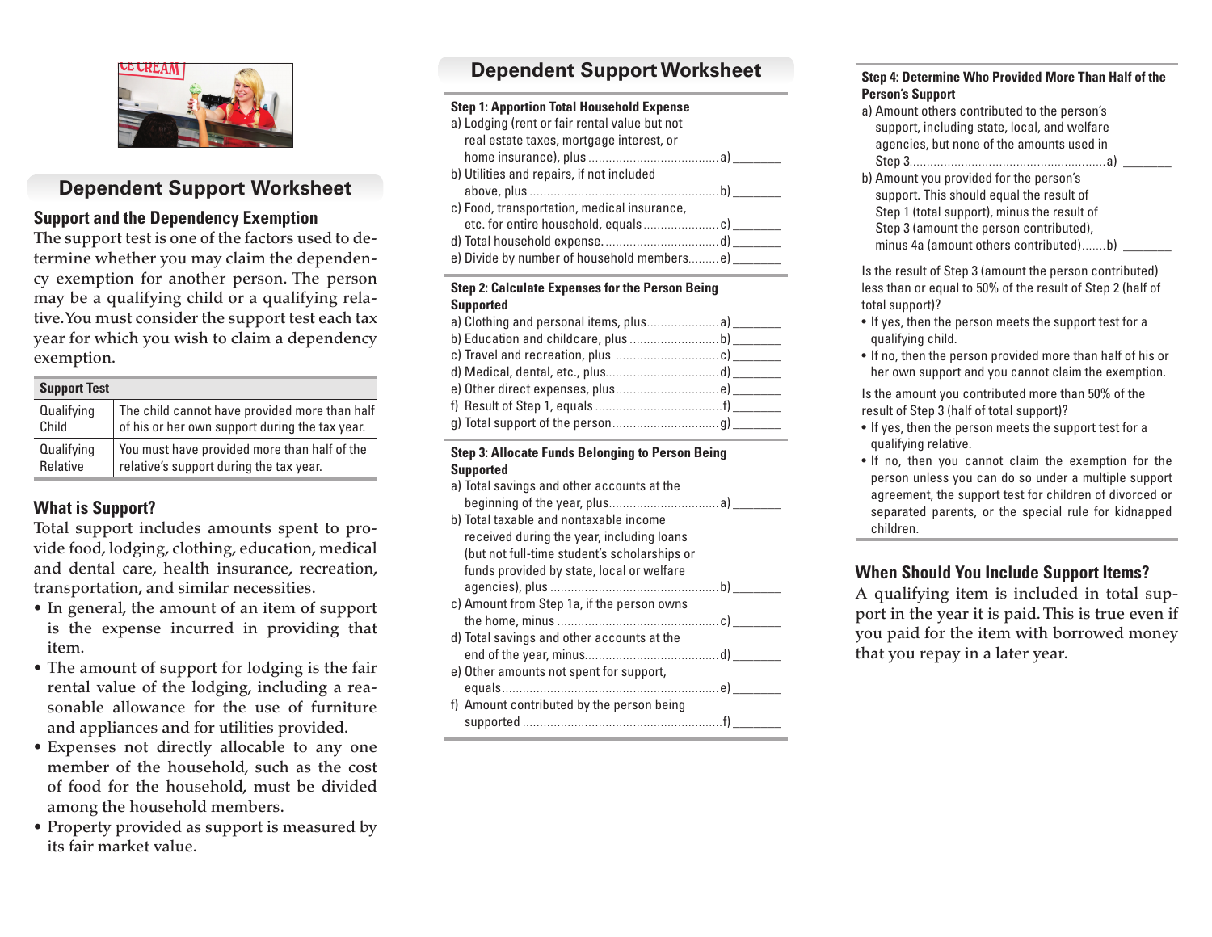## Dependent Support Worksheet

### Support and the Dependency Exemption

The support test is one of the factors used to determine whether you may claim the dependency exemption for another person. The person may be a qualifying child or a qualifying relative. You must consider the support test each tax year for which you wish to claim a dependency exemption.

| Support Test | |
|---|---|
| Qualifying Child | The child cannot have provided more than half of his or her own support during the tax year. |
| Qualifying Relative | You must have provided more than half of the relative's support during the tax year. |

### What is Support?

Total support includes amounts spent to provide food, lodging, clothing, education, medical and dental care, health insurance, recreation, transportation, and similar necessities.

- In general, the amount of an item of support is the expense incurred in providing that item.
- The amount of support for lodging is the fair rental value of the lodging, including a reasonable allowance for the use of furniture and appliances and for utilities provided.
- Expenses not directly allocable to any one member of the household, such as the cost of food for the household, must be divided among the household members.
- Property provided as support is measured by its fair market value.

## Dependent Support Worksheet

**Step 1: Apportion Total Household Expense**

a) Lodging (rent or fair rental value but not real estate taxes, mortgage interest, or home insurance), plus ........ a) ________
b) Utilities and repairs, if not included above, plus ........ b) ________
c) Food, transportation, medical insurance, etc. for entire household, equals ........ c) ________
d) Total household expense. ........ d) ________
e) Divide by number of household members ........ e) ________

**Step 2: Calculate Expenses for the Person Being Supported**

a) Clothing and personal items, plus ........ a) ________
b) Education and childcare, plus ........ b) ________
c) Travel and recreation, plus ........ c) ________
d) Medical, dental, etc., plus ........ d) ________
e) Other direct expenses, plus ........ e) ________
f) Result of Step 1, equals ........ f) ________
g) Total support of the person ........ g) ________

**Step 3: Allocate Funds Belonging to Person Being Supported**

a) Total savings and other accounts at the beginning of the year, plus ........ a) ________
b) Total taxable and nontaxable income received during the year, including loans (but not full-time student's scholarships or funds provided by state, local or welfare agencies), plus ........ b) ________
c) Amount from Step 1a, if the person owns the home, minus ........ c) ________
d) Total savings and other accounts at the end of the year, minus ........ d) ________
e) Other amounts not spent for support, equals ........ e) ________
f) Amount contributed by the person being supported ........ f) ________

**Step 4: Determine Who Provided More Than Half of the Person's Support**

a) Amount others contributed to the person's support, including state, local, and welfare agencies, but none of the amounts used in Step 3 ........ a) ________
b) Amount you provided for the person's support. This should equal the result of Step 1 (total support), minus the result of Step 3 (amount the person contributed), minus 4a (amount others contributed) ........ b) ________

Is the result of Step 3 (amount the person contributed) less than or equal to 50% of the result of Step 2 (half of total support)?

- If yes, then the person meets the support test for a qualifying child.
- If no, then the person provided more than half of his or her own support and you cannot claim the exemption.

Is the amount you contributed more than 50% of the result of Step 3 (half of total support)?

- If yes, then the person meets the support test for a qualifying relative.
- If no, then you cannot claim the exemption for the person unless you can do so under a multiple support agreement, the support test for children of divorced or separated parents, or the special rule for kidnapped children.

### When Should You Include Support Items?

A qualifying item is included in total support in the year it is paid. This is true even if you paid for the item with borrowed money that you repay in a later year.